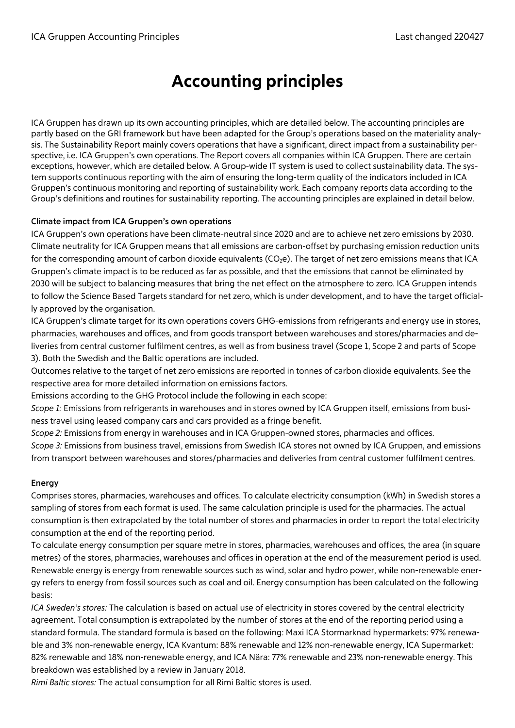# Accounting principles

ICA Gruppen has drawn up its own accounting principles, which are detailed below. The accounting principles are partly based on the GRI framework but have been adapted for the Group's operations based on the materiality analysis. The Sustainability Report mainly covers operations that have a significant, direct impact from a sustainability perspective, i.e. ICA Gruppen's own operations. The Report covers all companies within ICA Gruppen. There are certain exceptions, however, which are detailed below. A Group-wide IT system is used to collect sustainability data. The system supports continuous reporting with the aim of ensuring the long-term quality of the indicators included in ICA Gruppen's continuous monitoring and reporting of sustainability work. Each company reports data according to the Group's definitions and routines for sustainability reporting. The accounting principles are explained in detail below.

### Climate impact from ICA Gruppen's own operations

ICA Gruppen's own operations have been climate-neutral since 2020 and are to achieve net zero emissions by 2030. Climate neutrality for ICA Gruppen means that all emissions are carbon-offset by purchasing emission reduction units for the corresponding amount of carbon dioxide equivalents ($CO_2e$). The target of net zero emissions means that ICA Gruppen's climate impact is to be reduced as far as possible, and that the emissions that cannot be eliminated by 2030 will be subject to balancing measures that bring the net effect on the atmosphere to zero. ICA Gruppen intends to follow the Science Based Targets standard for net zero, which is under development, and to have the target officially approved by the organisation.

ICA Gruppen's climate target for its own operations covers GHG-emissions from refrigerants and energy use in stores, pharmacies, warehouses and offices, and from goods transport between warehouses and stores/pharmacies and deliveries from central customer fulfilment centres, as well as from business travel (Scope 1, Scope 2 and parts of Scope 3). Both the Swedish and the Baltic operations are included.

Outcomes relative to the target of net zero emissions are reported in tonnes of carbon dioxide equivalents. See the respective area for more detailed information on emissions factors.

Emissions according to the GHG Protocol include the following in each scope:

*Scope 1:* Emissions from refrigerants in warehouses and in stores owned by ICA Gruppen itself, emissions from business travel using leased company cars and cars provided as a fringe benefit.

*Scope 2:* Emissions from energy in warehouses and in ICA Gruppen-owned stores, pharmacies and offices.

*Scope 3:* Emissions from business travel, emissions from Swedish ICA stores not owned by ICA Gruppen, and emissions from transport between warehouses and stores/pharmacies and deliveries from central customer fulfilment centres.

### Energy

Comprises stores, pharmacies, warehouses and offices. To calculate electricity consumption (kWh) in Swedish stores a sampling of stores from each format is used. The same calculation principle is used for the pharmacies. The actual consumption is then extrapolated by the total number of stores and pharmacies in order to report the total electricity consumption at the end of the reporting period.

To calculate energy consumption per square metre in stores, pharmacies, warehouses and offices, the area (in square metres) of the stores, pharmacies, warehouses and offices in operation at the end of the measurement period is used. Renewable energy is energy from renewable sources such as wind, solar and hydro power, while non-renewable energy refers to energy from fossil sources such as coal and oil. Energy consumption has been calculated on the following basis:

*ICA Sweden's stores:* The calculation is based on actual use of electricity in stores covered by the central electricity agreement. Total consumption is extrapolated by the number of stores at the end of the reporting period using a standard formula. The standard formula is based on the following: Maxi ICA Stormarknad hypermarkets: 97% renewable and 3% non-renewable energy, ICA Kvantum: 88% renewable and 12% non-renewable energy, ICA Supermarket: 82% renewable and 18% non-renewable energy, and ICA Nära: 77% renewable and 23% non-renewable energy. This breakdown was established by a review in January 2018.

*Rimi Baltic stores:* The actual consumption for all Rimi Baltic stores is used.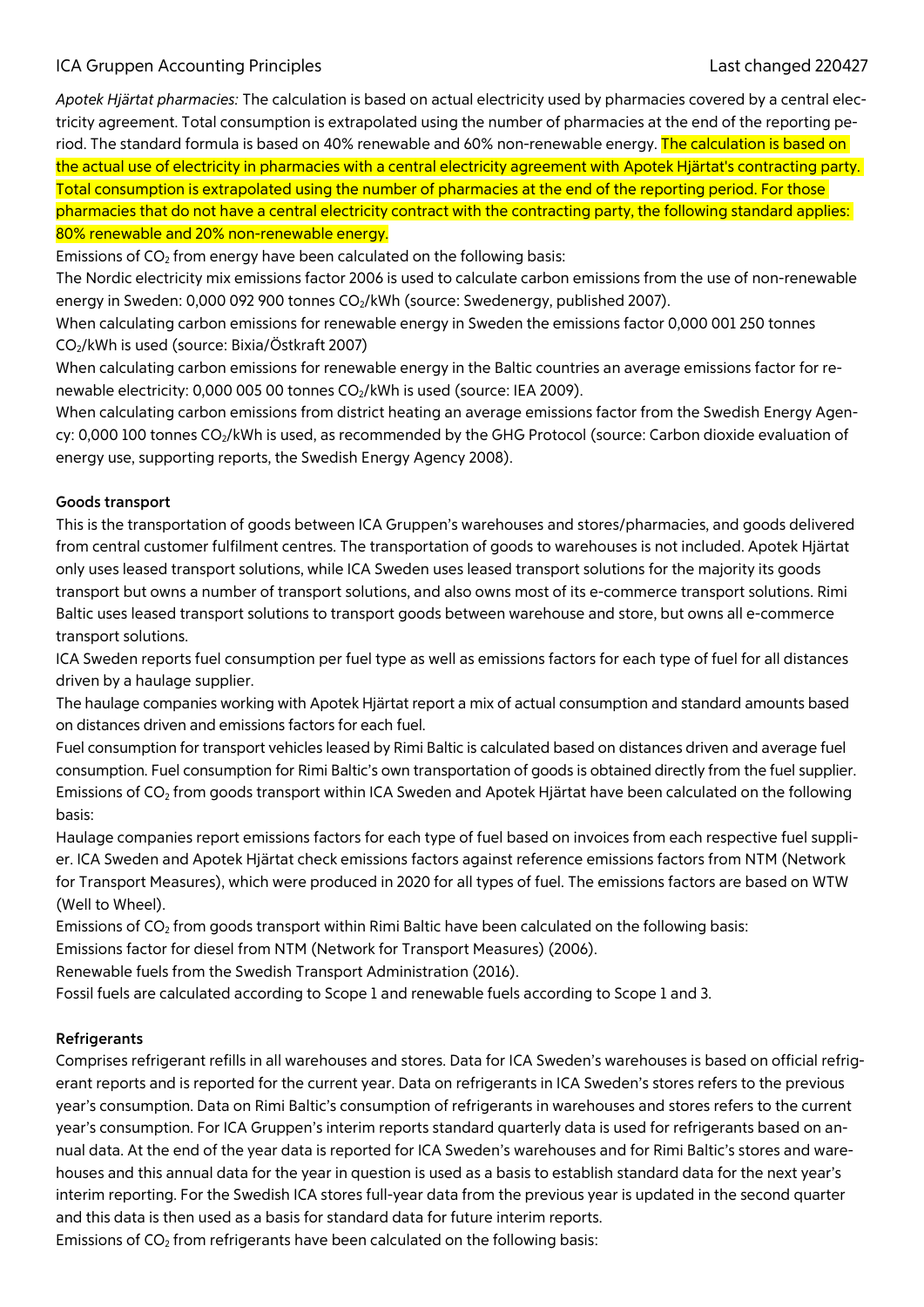*Apotek Hjärtat pharmacies:* The calculation is based on actual electricity used by pharmacies covered by a central electricity agreement. Total consumption is extrapolated using the number of pharmacies at the end of the reporting period. The standard formula is based on 40% renewable and 60% non-renewable energy. The calculation is based on the actual use of electricity in pharmacies with a central electricity agreement with Apotek Hjärtat's contracting party. Total consumption is extrapolated using the number of pharmacies at the end of the reporting period. For those pharmacies that do not have a central electricity contract with the contracting party, the following standard applies: 80% renewable and 20% non-renewable energy.

Emissions of $CO_2$ from energy have been calculated on the following basis:

The Nordic electricity mix emissions factor 2006 is used to calculate carbon emissions from the use of non-renewable energy in Sweden: 0,000 092 900 tonnes $CO_2$/kWh (source: Swedenergy, published 2007).

When calculating carbon emissions for renewable energy in Sweden the emissions factor 0,000 001 250 tonnes $CO_2$/kWh is used (source: Bixia/Östkraft 2007)

When calculating carbon emissions for renewable energy in the Baltic countries an average emissions factor for renewable electricity: 0,000 005 00 tonnes $CO_2$/kWh is used (source: IEA 2009).

When calculating carbon emissions from district heating an average emissions factor from the Swedish Energy Agency: 0,000 100 tonnes $CO_2$/kWh is used, as recommended by the GHG Protocol (source: Carbon dioxide evaluation of energy use, supporting reports, the Swedish Energy Agency 2008).

**Goods transport**

This is the transportation of goods between ICA Gruppen's warehouses and stores/pharmacies, and goods delivered from central customer fulfilment centres. The transportation of goods to warehouses is not included. Apotek Hjärtat only uses leased transport solutions, while ICA Sweden uses leased transport solutions for the majority its goods transport but owns a number of transport solutions, and also owns most of its e-commerce transport solutions. Rimi Baltic uses leased transport solutions to transport goods between warehouse and store, but owns all e-commerce transport solutions.

ICA Sweden reports fuel consumption per fuel type as well as emissions factors for each type of fuel for all distances driven by a haulage supplier.

The haulage companies working with Apotek Hjärtat report a mix of actual consumption and standard amounts based on distances driven and emissions factors for each fuel.

Fuel consumption for transport vehicles leased by Rimi Baltic is calculated based on distances driven and average fuel consumption. Fuel consumption for Rimi Baltic's own transportation of goods is obtained directly from the fuel supplier.

Emissions of $CO_2$ from goods transport within ICA Sweden and Apotek Hjärtat have been calculated on the following basis:

Haulage companies report emissions factors for each type of fuel based on invoices from each respective fuel supplier. ICA Sweden and Apotek Hjärtat check emissions factors against reference emissions factors from NTM (Network for Transport Measures), which were produced in 2020 for all types of fuel. The emissions factors are based on WTW (Well to Wheel).

Emissions of $CO_2$ from goods transport within Rimi Baltic have been calculated on the following basis:

Emissions factor for diesel from NTM (Network for Transport Measures) (2006).

Renewable fuels from the Swedish Transport Administration (2016).

Fossil fuels are calculated according to Scope 1 and renewable fuels according to Scope 1 and 3.

**Refrigerants**

Comprises refrigerant refills in all warehouses and stores. Data for ICA Sweden's warehouses is based on official refrigerant reports and is reported for the current year. Data on refrigerants in ICA Sweden's stores refers to the previous year's consumption. Data on Rimi Baltic's consumption of refrigerants in warehouses and stores refers to the current year's consumption. For ICA Gruppen's interim reports standard quarterly data is used for refrigerants based on annual data. At the end of the year data is reported for ICA Sweden's warehouses and for Rimi Baltic's stores and warehouses and this annual data for the year in question is used as a basis to establish standard data for the next year's interim reporting. For the Swedish ICA stores full-year data from the previous year is updated in the second quarter and this data is then used as a basis for standard data for future interim reports.

Emissions of $CO_2$ from refrigerants have been calculated on the following basis: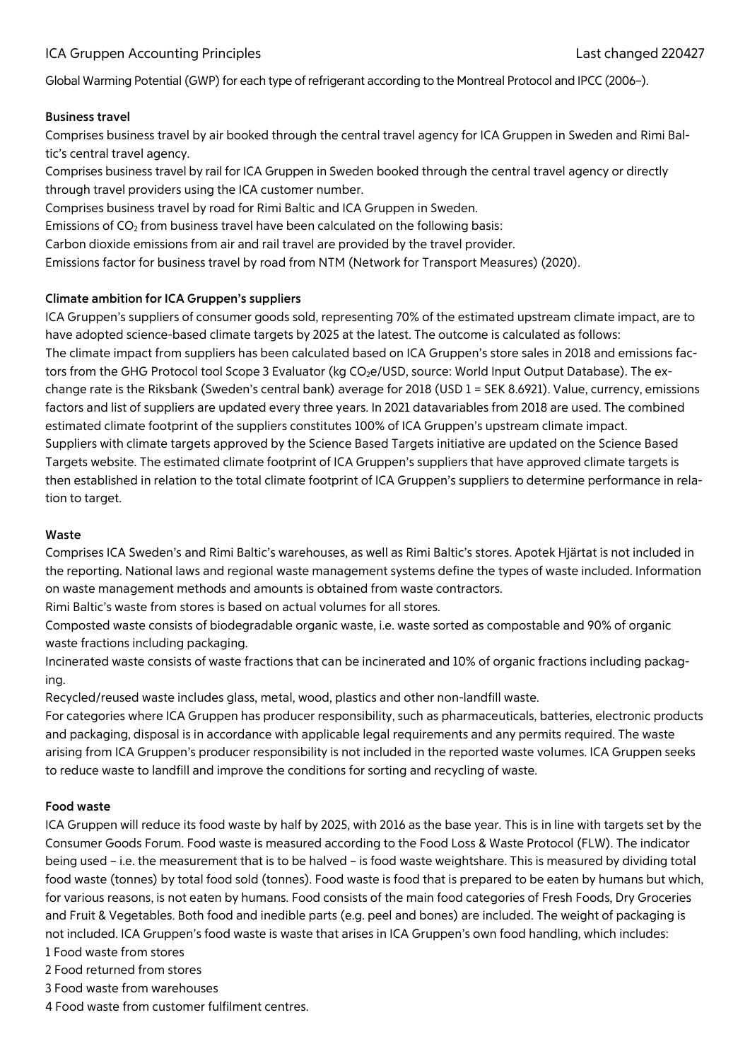Global Warming Potential (GWP) for each type of refrigerant according to the Montreal Protocol and IPCC (2006–).

### Business travel

Comprises business travel by air booked through the central travel agency for ICA Gruppen in Sweden and Rimi Baltic's central travel agency.

Comprises business travel by rail for ICA Gruppen in Sweden booked through the central travel agency or directly through travel providers using the ICA customer number.

Comprises business travel by road for Rimi Baltic and ICA Gruppen in Sweden.

Emissions of $CO_2$ from business travel have been calculated on the following basis:

Carbon dioxide emissions from air and rail travel are provided by the travel provider.

Emissions factor for business travel by road from NTM (Network for Transport Measures) (2020).

### Climate ambition for ICA Gruppen's suppliers

ICA Gruppen's suppliers of consumer goods sold, representing 70% of the estimated upstream climate impact, are to have adopted science-based climate targets by 2025 at the latest. The outcome is calculated as follows:

The climate impact from suppliers has been calculated based on ICA Gruppen's store sales in 2018 and emissions factors from the GHG Protocol tool Scope 3 Evaluator (kg $CO_2e$/USD, source: World Input Output Database). The exchange rate is the Riksbank (Sweden's central bank) average for 2018 (USD 1 = SEK 8.6921). Value, currency, emissions factors and list of suppliers are updated every three years. In 2021 datavariables from 2018 are used. The combined estimated climate footprint of the suppliers constitutes 100% of ICA Gruppen's upstream climate impact.

Suppliers with climate targets approved by the Science Based Targets initiative are updated on the Science Based Targets website. The estimated climate footprint of ICA Gruppen's suppliers that have approved climate targets is then established in relation to the total climate footprint of ICA Gruppen's suppliers to determine performance in relation to target.

### Waste

Comprises ICA Sweden's and Rimi Baltic's warehouses, as well as Rimi Baltic's stores. Apotek Hjärtat is not included in the reporting. National laws and regional waste management systems define the types of waste included. Information on waste management methods and amounts is obtained from waste contractors.

Rimi Baltic's waste from stores is based on actual volumes for all stores.

Composted waste consists of biodegradable organic waste, i.e. waste sorted as compostable and 90% of organic waste fractions including packaging.

Incinerated waste consists of waste fractions that can be incinerated and 10% of organic fractions including packaging.

Recycled/reused waste includes glass, metal, wood, plastics and other non-landfill waste.

For categories where ICA Gruppen has producer responsibility, such as pharmaceuticals, batteries, electronic products and packaging, disposal is in accordance with applicable legal requirements and any permits required. The waste arising from ICA Gruppen's producer responsibility is not included in the reported waste volumes. ICA Gruppen seeks to reduce waste to landfill and improve the conditions for sorting and recycling of waste.

### Food waste

ICA Gruppen will reduce its food waste by half by 2025, with 2016 as the base year. This is in line with targets set by the Consumer Goods Forum. Food waste is measured according to the Food Loss & Waste Protocol (FLW). The indicator being used – i.e. the measurement that is to be halved – is food waste weightshare. This is measured by dividing total food waste (tonnes) by total food sold (tonnes). Food waste is food that is prepared to be eaten by humans but which, for various reasons, is not eaten by humans. Food consists of the main food categories of Fresh Foods, Dry Groceries and Fruit & Vegetables. Both food and inedible parts (e.g. peel and bones) are included. The weight of packaging is not included. ICA Gruppen's food waste is waste that arises in ICA Gruppen's own food handling, which includes:

1. Food waste from stores
2. Food returned from stores
3. Food waste from warehouses
4. Food waste from customer fulfilment centres.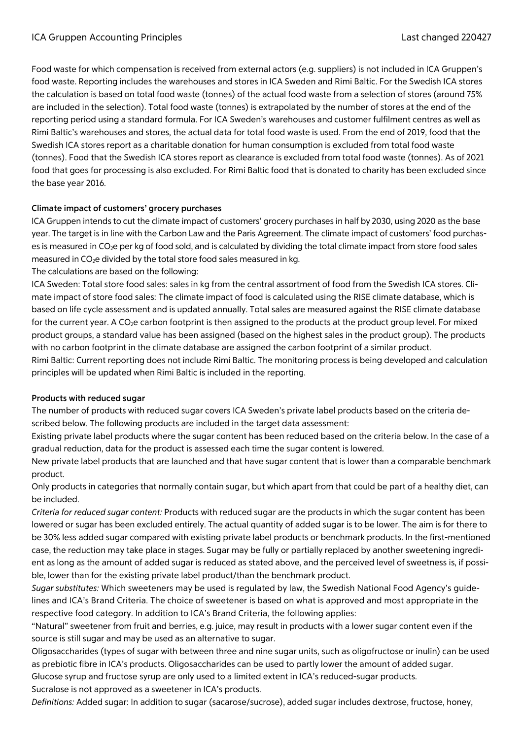Food waste for which compensation is received from external actors (e.g. suppliers) is not included in ICA Gruppen's food waste. Reporting includes the warehouses and stores in ICA Sweden and Rimi Baltic. For the Swedish ICA stores the calculation is based on total food waste (tonnes) of the actual food waste from a selection of stores (around 75% are included in the selection). Total food waste (tonnes) is extrapolated by the number of stores at the end of the reporting period using a standard formula. For ICA Sweden's warehouses and customer fulfilment centres as well as Rimi Baltic's warehouses and stores, the actual data for total food waste is used. From the end of 2019, food that the Swedish ICA stores report as a charitable donation for human consumption is excluded from total food waste (tonnes). Food that the Swedish ICA stores report as clearance is excluded from total food waste (tonnes). As of 2021 food that goes for processing is also excluded. For Rimi Baltic food that is donated to charity has been excluded since the base year 2016.

### Climate impact of customers' grocery purchases

ICA Gruppen intends to cut the climate impact of customers' grocery purchases in half by 2030, using 2020 as the base year. The target is in line with the Carbon Law and the Paris Agreement. The climate impact of customers' food purchases is measured in $CO_2e$ per kg of food sold, and is calculated by dividing the total climate impact from store food sales measured in $CO_2e$ divided by the total store food sales measured in kg.

The calculations are based on the following:

ICA Sweden: Total store food sales: sales in kg from the central assortment of food from the Swedish ICA stores. Climate impact of store food sales: The climate impact of food is calculated using the RISE climate database, which is based on life cycle assessment and is updated annually. Total sales are measured against the RISE climate database for the current year. A $CO_2e$ carbon footprint is then assigned to the products at the product group level. For mixed product groups, a standard value has been assigned (based on the highest sales in the product group). The products with no carbon footprint in the climate database are assigned the carbon footprint of a similar product.

Rimi Baltic: Current reporting does not include Rimi Baltic. The monitoring process is being developed and calculation principles will be updated when Rimi Baltic is included in the reporting.

### Products with reduced sugar

The number of products with reduced sugar covers ICA Sweden's private label products based on the criteria described below. The following products are included in the target data assessment:

Existing private label products where the sugar content has been reduced based on the criteria below. In the case of a gradual reduction, data for the product is assessed each time the sugar content is lowered.

New private label products that are launched and that have sugar content that is lower than a comparable benchmark product.

Only products in categories that normally contain sugar, but which apart from that could be part of a healthy diet, can be included.

*Criteria for reduced sugar content:* Products with reduced sugar are the products in which the sugar content has been lowered or sugar has been excluded entirely. The actual quantity of added sugar is to be lower. The aim is for there to be 30% less added sugar compared with existing private label products or benchmark products. In the first-mentioned case, the reduction may take place in stages. Sugar may be fully or partially replaced by another sweetening ingredient as long as the amount of added sugar is reduced as stated above, and the perceived level of sweetness is, if possible, lower than for the existing private label product/than the benchmark product.

*Sugar substitutes:* Which sweeteners may be used is regulated by law, the Swedish National Food Agency's guidelines and ICA's Brand Criteria. The choice of sweetener is based on what is approved and most appropriate in the respective food category. In addition to ICA's Brand Criteria, the following applies:

"Natural" sweetener from fruit and berries, e.g. juice, may result in products with a lower sugar content even if the source is still sugar and may be used as an alternative to sugar.

Oligosaccharides (types of sugar with between three and nine sugar units, such as oligofructose or inulin) can be used as prebiotic fibre in ICA's products. Oligosaccharides can be used to partly lower the amount of added sugar.

Glucose syrup and fructose syrup are only used to a limited extent in ICA's reduced-sugar products.

Sucralose is not approved as a sweetener in ICA's products.

*Definitions:* Added sugar: In addition to sugar (sacarose/sucrose), added sugar includes dextrose, fructose, honey,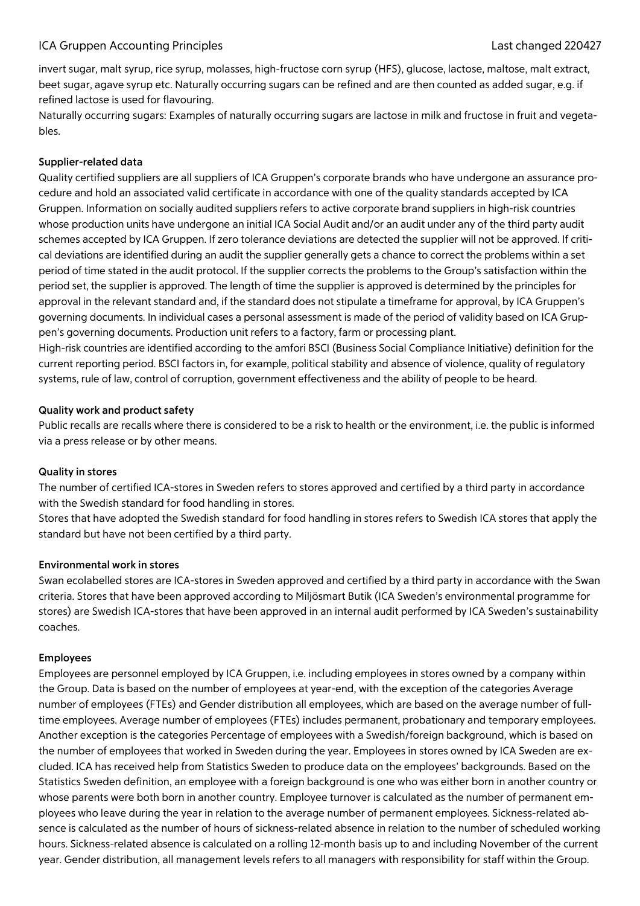invert sugar, malt syrup, rice syrup, molasses, high-fructose corn syrup (HFS), glucose, lactose, maltose, malt extract, beet sugar, agave syrup etc. Naturally occurring sugars can be refined and are then counted as added sugar, e.g. if refined lactose is used for flavouring.

Naturally occurring sugars: Examples of naturally occurring sugars are lactose in milk and fructose in fruit and vegetables.

### Supplier-related data

Quality certified suppliers are all suppliers of ICA Gruppen's corporate brands who have undergone an assurance procedure and hold an associated valid certificate in accordance with one of the quality standards accepted by ICA Gruppen. Information on socially audited suppliers refers to active corporate brand suppliers in high-risk countries whose production units have undergone an initial ICA Social Audit and/or an audit under any of the third party audit schemes accepted by ICA Gruppen. If zero tolerance deviations are detected the supplier will not be approved. If critical deviations are identified during an audit the supplier generally gets a chance to correct the problems within a set period of time stated in the audit protocol. If the supplier corrects the problems to the Group's satisfaction within the period set, the supplier is approved. The length of time the supplier is approved is determined by the principles for approval in the relevant standard and, if the standard does not stipulate a timeframe for approval, by ICA Gruppen's governing documents. In individual cases a personal assessment is made of the period of validity based on ICA Gruppen's governing documents. Production unit refers to a factory, farm or processing plant.

High-risk countries are identified according to the amfori BSCI (Business Social Compliance Initiative) definition for the current reporting period. BSCI factors in, for example, political stability and absence of violence, quality of regulatory systems, rule of law, control of corruption, government effectiveness and the ability of people to be heard.

### Quality work and product safety

Public recalls are recalls where there is considered to be a risk to health or the environment, i.e. the public is informed via a press release or by other means.

### Quality in stores

The number of certified ICA-stores in Sweden refers to stores approved and certified by a third party in accordance with the Swedish standard for food handling in stores.

Stores that have adopted the Swedish standard for food handling in stores refers to Swedish ICA stores that apply the standard but have not been certified by a third party.

### Environmental work in stores

Swan ecolabelled stores are ICA-stores in Sweden approved and certified by a third party in accordance with the Swan criteria. Stores that have been approved according to Miljösmart Butik (ICA Sweden's environmental programme for stores) are Swedish ICA-stores that have been approved in an internal audit performed by ICA Sweden's sustainability coaches.

### Employees

Employees are personnel employed by ICA Gruppen, i.e. including employees in stores owned by a company within the Group. Data is based on the number of employees at year-end, with the exception of the categories Average number of employees (FTEs) and Gender distribution all employees, which are based on the average number of full-time employees. Average number of employees (FTEs) includes permanent, probationary and temporary employees. Another exception is the categories Percentage of employees with a Swedish/foreign background, which is based on the number of employees that worked in Sweden during the year. Employees in stores owned by ICA Sweden are excluded. ICA has received help from Statistics Sweden to produce data on the employees' backgrounds. Based on the Statistics Sweden definition, an employee with a foreign background is one who was either born in another country or whose parents were both born in another country. Employee turnover is calculated as the number of permanent employees who leave during the year in relation to the average number of permanent employees. Sickness-related absence is calculated as the number of hours of sickness-related absence in relation to the number of scheduled working hours. Sickness-related absence is calculated on a rolling 12-month basis up to and including November of the current year. Gender distribution, all management levels refers to all managers with responsibility for staff within the Group.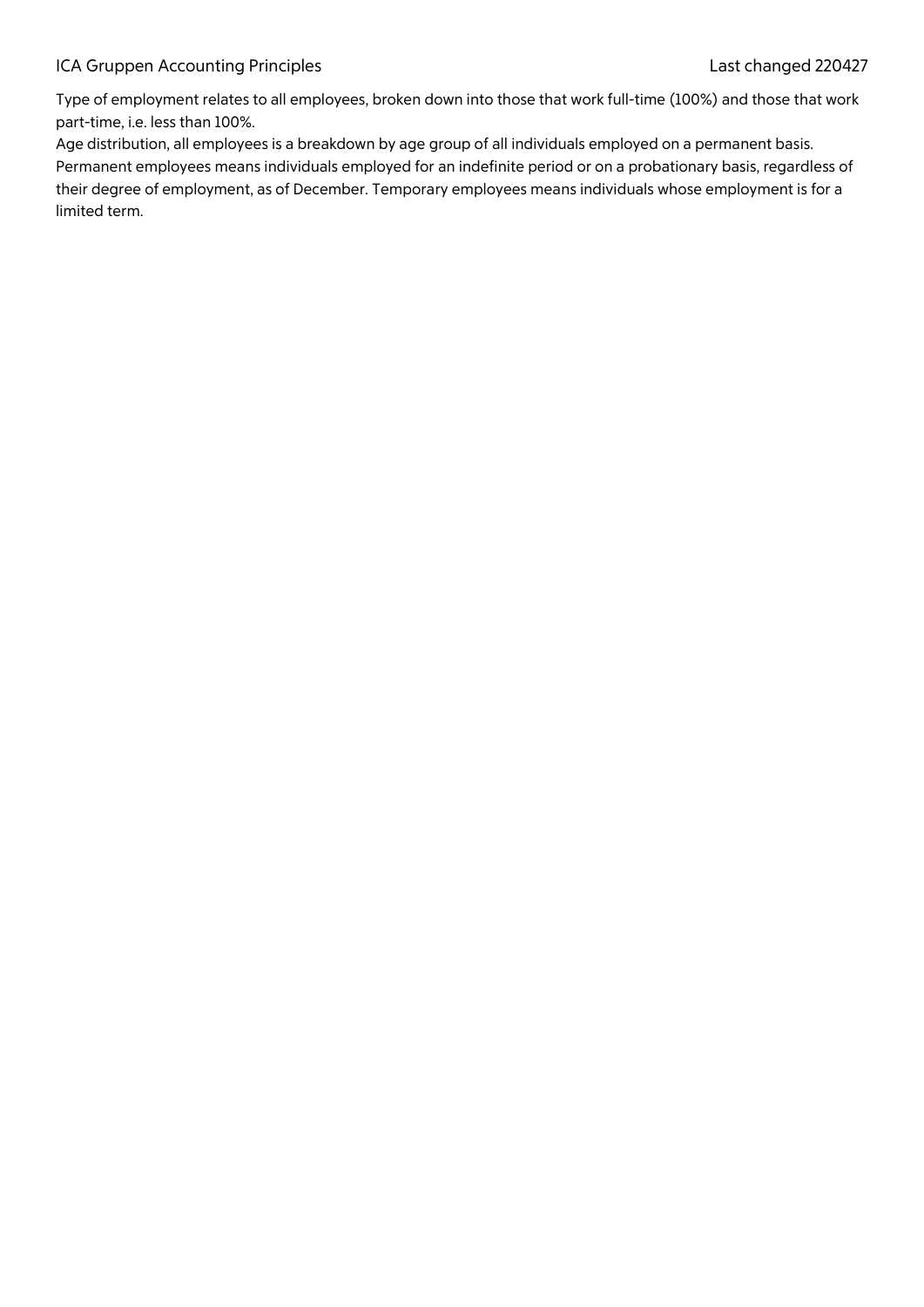Type of employment relates to all employees, broken down into those that work full-time (100%) and those that work part-time, i.e. less than 100%.

Age distribution, all employees is a breakdown by age group of all individuals employed on a permanent basis.

Permanent employees means individuals employed for an indefinite period or on a probationary basis, regardless of their degree of employment, as of December. Temporary employees means individuals whose employment is for a limited term.